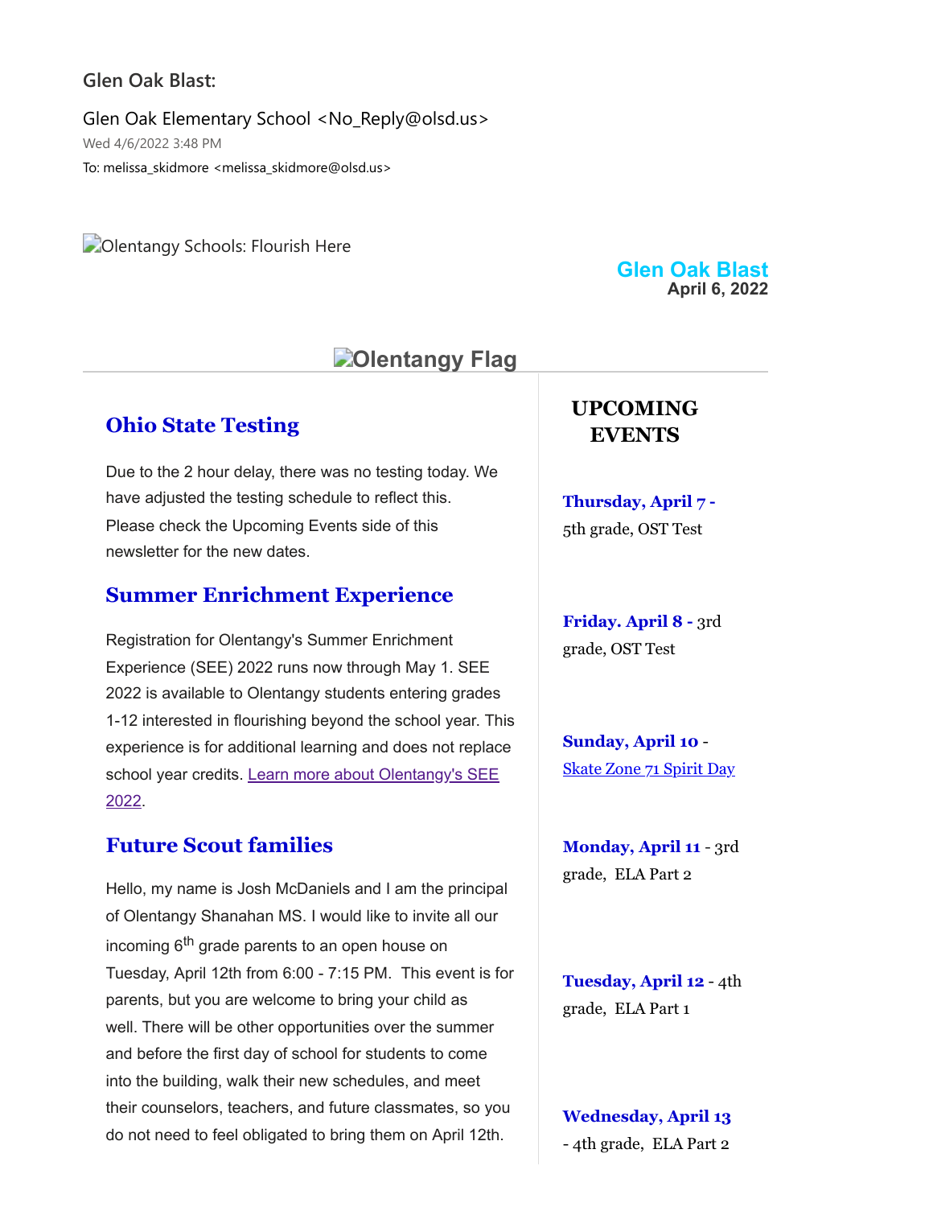Glen Oak Blast:

Glen Oak Elementary School <No_Reply@olsd.us>

Wed 4/6/2022 3:48 PM

To: melissa_skidmore <melissa_skidmore@olsd.us>

Olentangy Schools: Flourish Here

**Glen Oak Blast**
**April 6, 2022**

Olentangy Flag

## Ohio State Testing

Due to the 2 hour delay, there was no testing today. We have adjusted the testing schedule to reflect this. Please check the Upcoming Events side of this newsletter for the new dates.

## Summer Enrichment Experience

Registration for Olentangy's Summer Enrichment Experience (SEE) 2022 runs now through May 1. SEE 2022 is available to Olentangy students entering grades 1-12 interested in flourishing beyond the school year. This experience is for additional learning and does not replace school year credits. [Learn more about Olentangy's SEE 2022](#).

## Future Scout families

Hello, my name is Josh McDaniels and I am the principal of Olentangy Shanahan MS. I would like to invite all our incoming 6th grade parents to an open house on Tuesday, April 12th from 6:00 - 7:15 PM. This event is for parents, but you are welcome to bring your child as well. There will be other opportunities over the summer and before the first day of school for students to come into the building, walk their new schedules, and meet their counselors, teachers, and future classmates, so you do not need to feel obligated to bring them on April 12th.

## UPCOMING EVENTS

**Thursday, April 7 -** 5th grade, OST Test

**Friday. April 8 -** 3rd grade, OST Test

**Sunday, April 10** - [Skate Zone 71 Spirit Day](#)

**Monday, April 11** - 3rd grade, ELA Part 2

**Tuesday, April 12** - 4th grade, ELA Part 1

**Wednesday, April 13** - 4th grade, ELA Part 2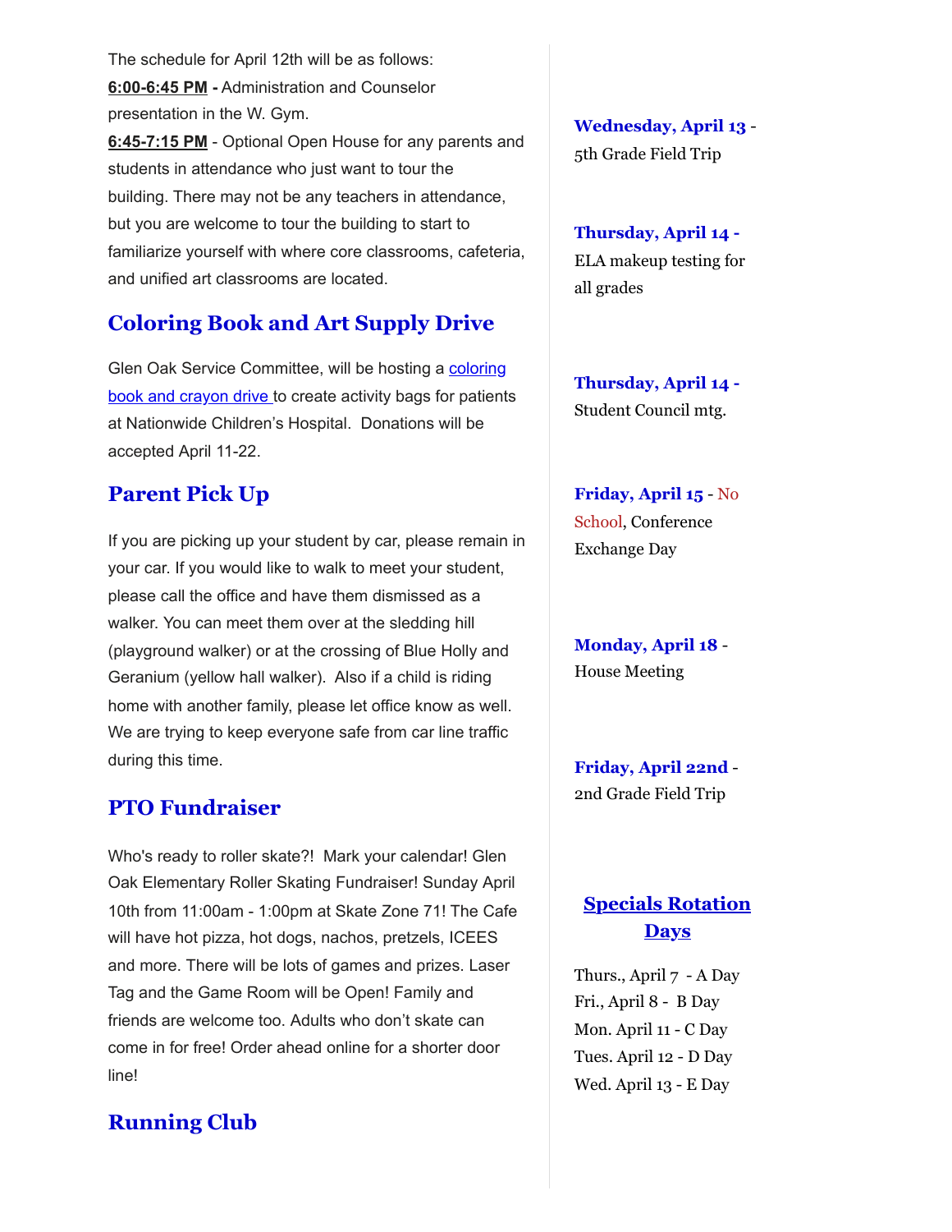The schedule for April 12th will be as follows:

**6:00-6:45 PM -** Administration and Counselor presentation in the W. Gym.

**6:45-7:15 PM** - Optional Open House for any parents and students in attendance who just want to tour the building. There may not be any teachers in attendance, but you are welcome to tour the building to start to familiarize yourself with where core classrooms, cafeteria, and unified art classrooms are located.

## Coloring Book and Art Supply Drive

Glen Oak Service Committee, will be hosting a coloring book and crayon drive to create activity bags for patients at Nationwide Children's Hospital. Donations will be accepted April 11-22.

## Parent Pick Up

If you are picking up your student by car, please remain in your car. If you would like to walk to meet your student, please call the office and have them dismissed as a walker. You can meet them over at the sledding hill (playground walker) or at the crossing of Blue Holly and Geranium (yellow hall walker). Also if a child is riding home with another family, please let office know as well. We are trying to keep everyone safe from car line traffic during this time.

## PTO Fundraiser

Who's ready to roller skate?! Mark your calendar! Glen Oak Elementary Roller Skating Fundraiser! Sunday April 10th from 11:00am - 1:00pm at Skate Zone 71! The Cafe will have hot pizza, hot dogs, nachos, pretzels, ICEES and more. There will be lots of games and prizes. Laser Tag and the Game Room will be Open! Family and friends are welcome too. Adults who don't skate can come in for free! Order ahead online for a shorter door line!

## Running Club

**Wednesday, April 13** - 5th Grade Field Trip

**Thursday, April 14 -** ELA makeup testing for all grades

**Thursday, April 14 -** Student Council mtg.

**Friday, April 15** - No School, Conference Exchange Day

**Monday, April 18** - House Meeting

**Friday, April 22nd** - 2nd Grade Field Trip

## Specials Rotation Days

Thurs., April 7 - A Day
Fri., April 8 - B Day
Mon. April 11 - C Day
Tues. April 12 - D Day
Wed. April 13 - E Day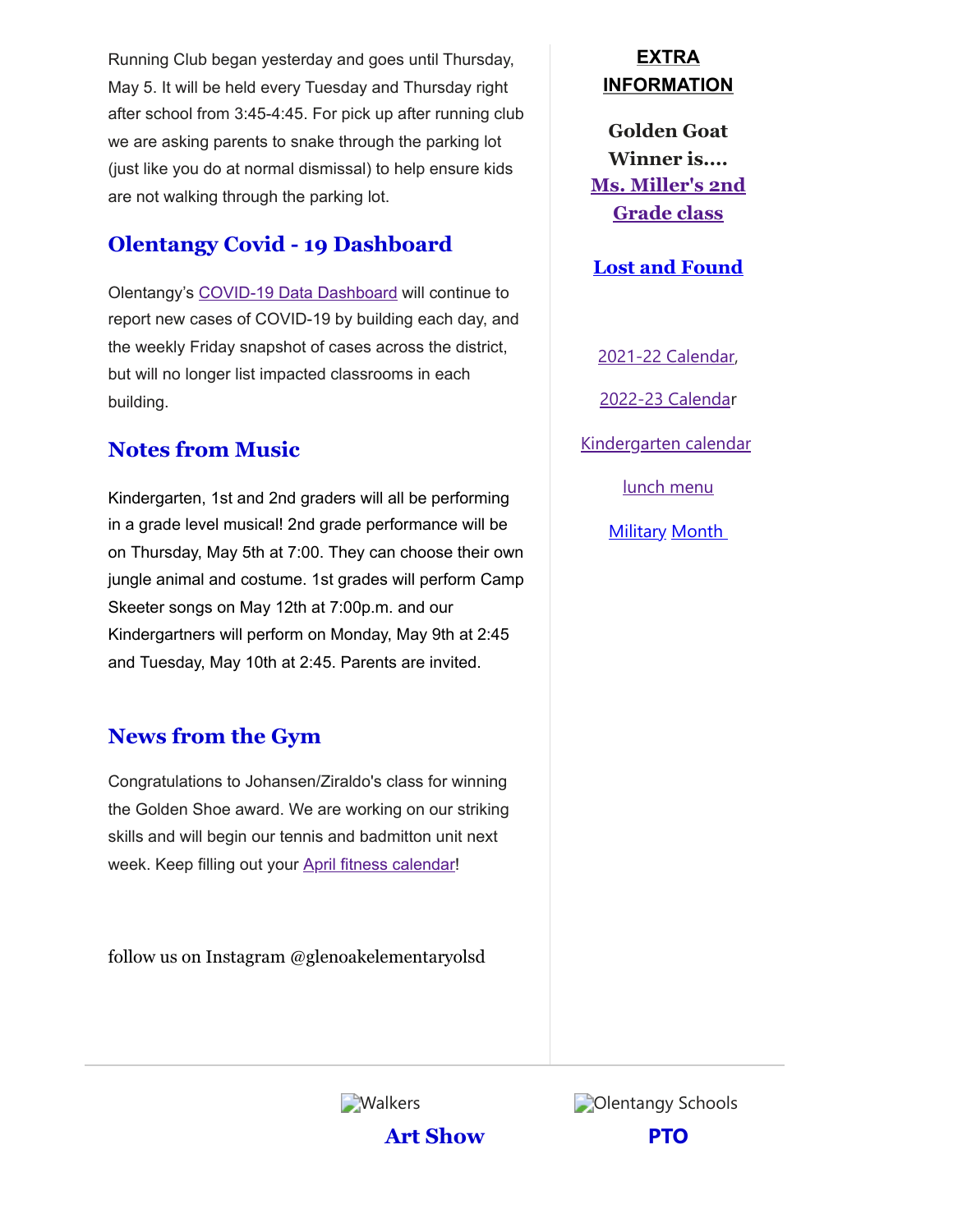Running Club began yesterday and goes until Thursday, May 5. It will be held every Tuesday and Thursday right after school from 3:45-4:45. For pick up after running club we are asking parents to snake through the parking lot (just like you do at normal dismissal) to help ensure kids are not walking through the parking lot.

## Olentangy Covid - 19 Dashboard

Olentangy's COVID-19 Data Dashboard will continue to report new cases of COVID-19 by building each day, and the weekly Friday snapshot of cases across the district, but will no longer list impacted classrooms in each building.

## Notes from Music

Kindergarten, 1st and 2nd graders will all be performing in a grade level musical! 2nd grade performance will be on Thursday, May 5th at 7:00. They can choose their own jungle animal and costume. 1st grades will perform Camp Skeeter songs on May 12th at 7:00p.m. and our Kindergartners will perform on Monday, May 9th at 2:45 and Tuesday, May 10th at 2:45. Parents are invited.

## News from the Gym

Congratulations to Johansen/Ziraldo's class for winning the Golden Shoe award. We are working on our striking skills and will begin our tennis and badmitton unit next week. Keep filling out your April fitness calendar!

follow us on Instagram @glenoakelementaryolsd

## EXTRA INFORMATION

**Golden Goat Winner is....**
**Ms. Miller's 2nd Grade class**

**Lost and Found**

2021-22 Calendar,

2022-23 Calendar

Kindergarten calendar

lunch menu

Military Month

Walkers

**Art Show**

Olentangy Schools

**PTO**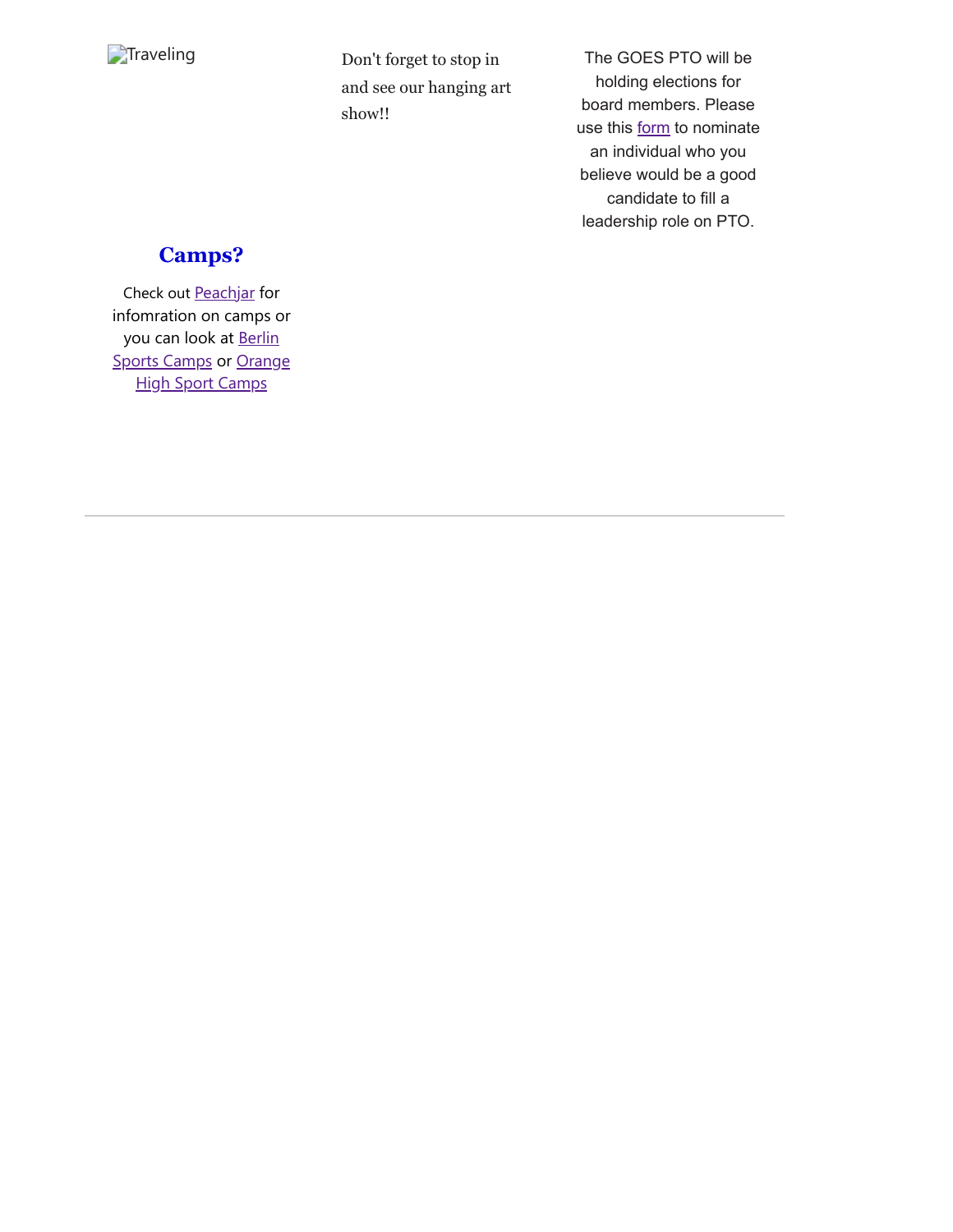Traveling

Don't forget to stop in and see our hanging art show!!

The GOES PTO will be holding elections for board members. Please use this form to nominate an individual who you believe would be a good candidate to fill a leadership role on PTO.

## Camps?

Check out Peachjar for infomration on camps or you can look at Berlin Sports Camps or Orange High Sport Camps

---